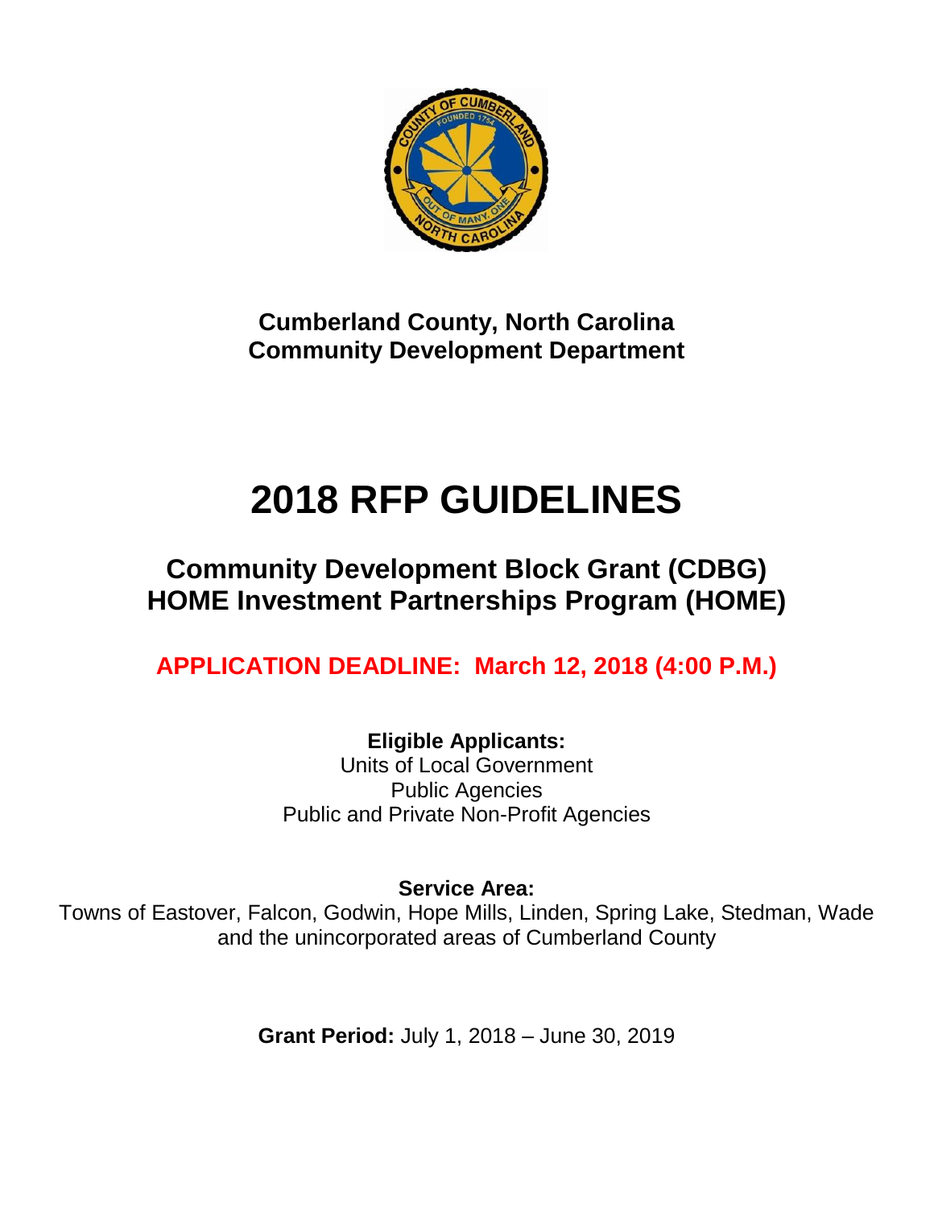**Cumberland County, North Carolina**
**Community Development Department**

# 2018 RFP GUIDELINES

## Community Development Block Grant (CDBG)
## HOME Investment Partnerships Program (HOME)

**APPLICATION DEADLINE: March 12, 2018 (4:00 P.M.)**

**Eligible Applicants:**
Units of Local Government
Public Agencies
Public and Private Non-Profit Agencies

**Service Area:**
Towns of Eastover, Falcon, Godwin, Hope Mills, Linden, Spring Lake, Stedman, Wade and the unincorporated areas of Cumberland County

**Grant Period:** July 1, 2018 – June 30, 2019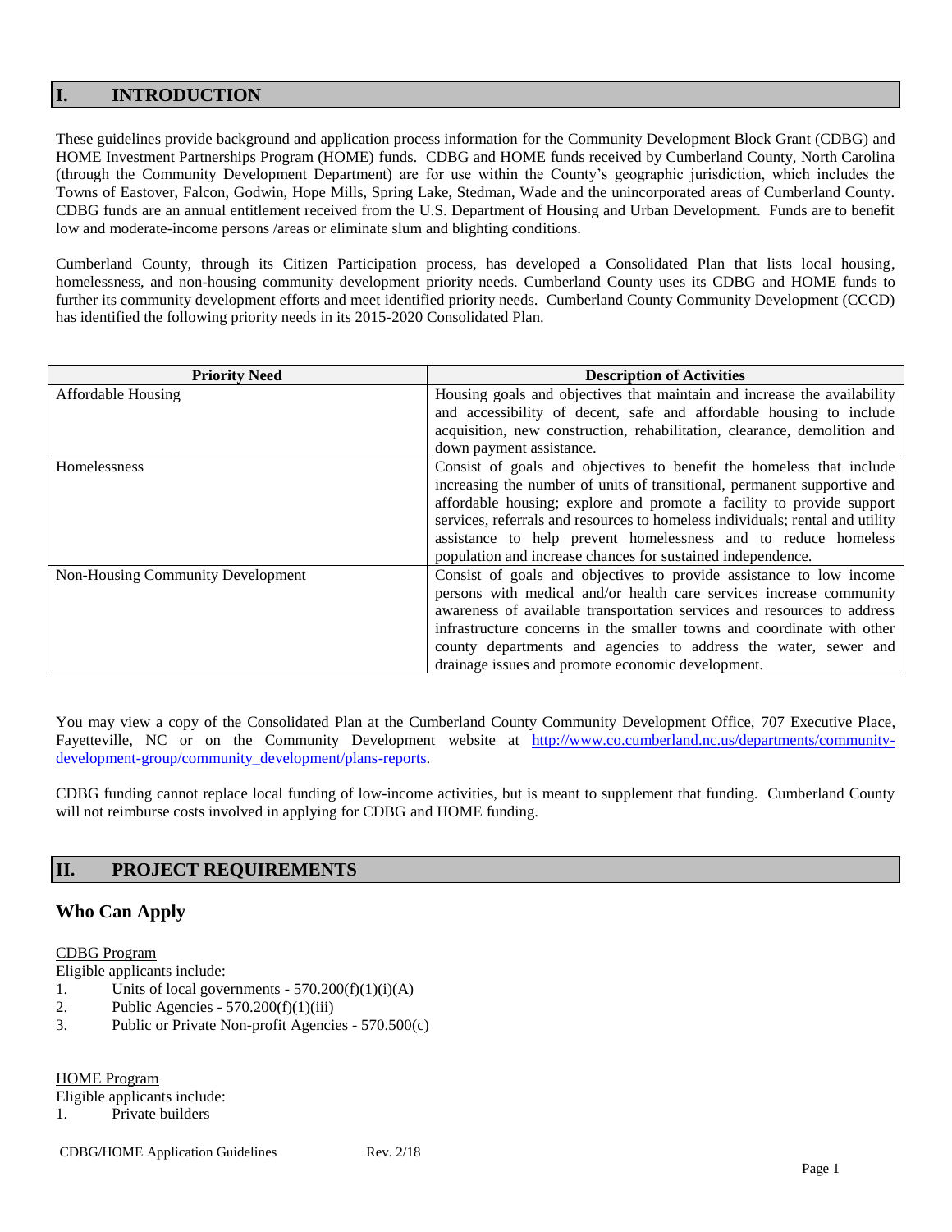## I. INTRODUCTION

These guidelines provide background and application process information for the Community Development Block Grant (CDBG) and HOME Investment Partnerships Program (HOME) funds. CDBG and HOME funds received by Cumberland County, North Carolina (through the Community Development Department) are for use within the County's geographic jurisdiction, which includes the Towns of Eastover, Falcon, Godwin, Hope Mills, Spring Lake, Stedman, Wade and the unincorporated areas of Cumberland County. CDBG funds are an annual entitlement received from the U.S. Department of Housing and Urban Development. Funds are to benefit low and moderate-income persons /areas or eliminate slum and blighting conditions.

Cumberland County, through its Citizen Participation process, has developed a Consolidated Plan that lists local housing, homelessness, and non-housing community development priority needs. Cumberland County uses its CDBG and HOME funds to further its community development efforts and meet identified priority needs. Cumberland County Community Development (CCCD) has identified the following priority needs in its 2015-2020 Consolidated Plan.

| Priority Need | Description of Activities |
|---|---|
| Affordable Housing | Housing goals and objectives that maintain and increase the availability and accessibility of decent, safe and affordable housing to include acquisition, new construction, rehabilitation, clearance, demolition and down payment assistance. |
| Homelessness | Consist of goals and objectives to benefit the homeless that include increasing the number of units of transitional, permanent supportive and affordable housing; explore and promote a facility to provide support services, referrals and resources to homeless individuals; rental and utility assistance to help prevent homelessness and to reduce homeless population and increase chances for sustained independence. |
| Non-Housing Community Development | Consist of goals and objectives to provide assistance to low income persons with medical and/or health care services increase community awareness of available transportation services and resources to address infrastructure concerns in the smaller towns and coordinate with other county departments and agencies to address the water, sewer and drainage issues and promote economic development. |

You may view a copy of the Consolidated Plan at the Cumberland County Community Development Office, 707 Executive Place, Fayetteville, NC or on the Community Development website at http://www.co.cumberland.nc.us/departments/community-development-group/community_development/plans-reports.

CDBG funding cannot replace local funding of low-income activities, but is meant to supplement that funding. Cumberland County will not reimburse costs involved in applying for CDBG and HOME funding.

## II. PROJECT REQUIREMENTS

### Who Can Apply

CDBG Program

Eligible applicants include:

1. Units of local governments - 570.200(f)(1)(i)(A)
2. Public Agencies - 570.200(f)(1)(iii)
3. Public or Private Non-profit Agencies - 570.500(c)

HOME Program

Eligible applicants include:

1. Private builders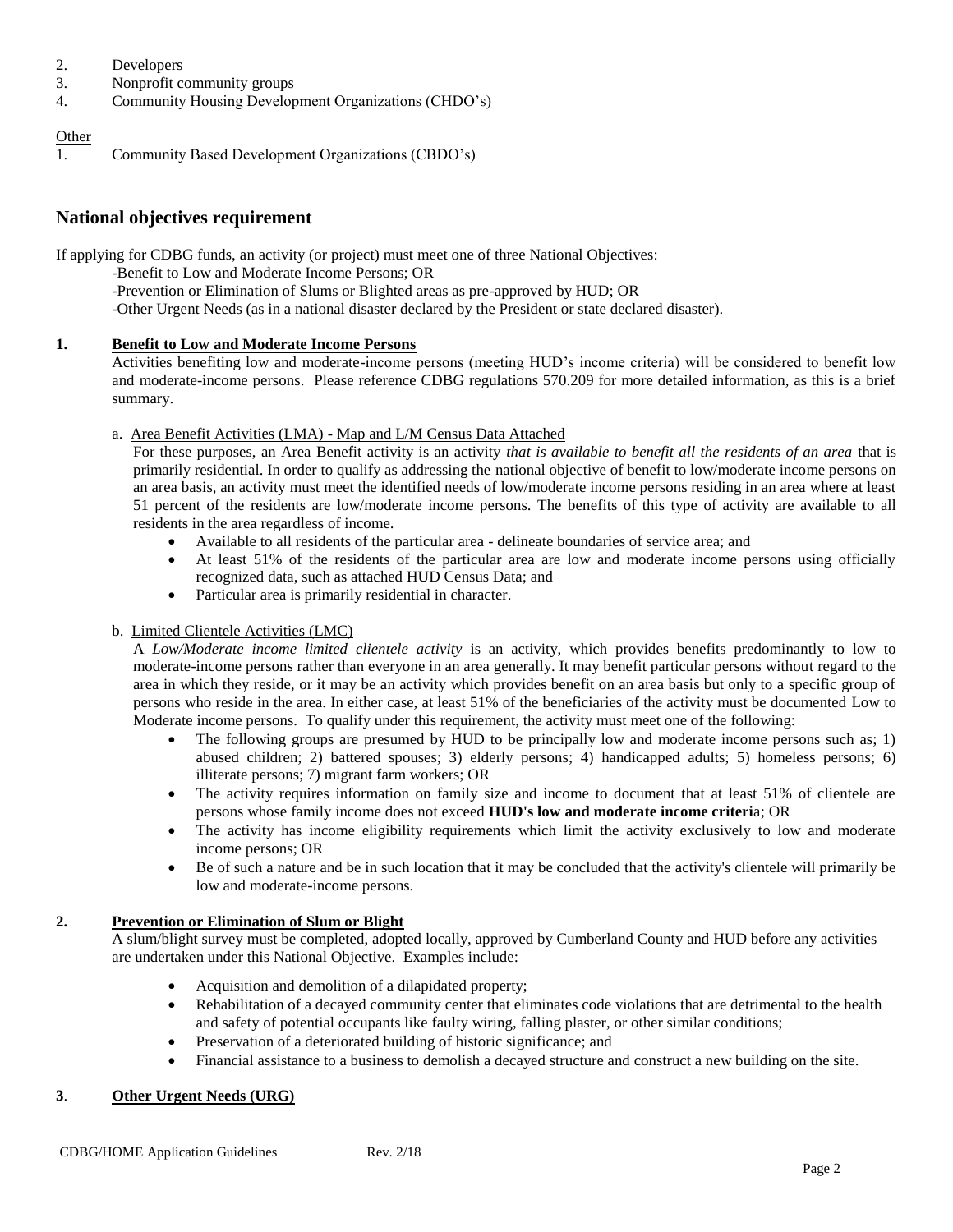2. Developers
3. Nonprofit community groups
4. Community Housing Development Organizations (CHDO's)

Other

1. Community Based Development Organizations (CBDO's)

## National objectives requirement

If applying for CDBG funds, an activity (or project) must meet one of three National Objectives:

-Benefit to Low and Moderate Income Persons; OR
-Prevention or Elimination of Slums or Blighted areas as pre-approved by HUD; OR
-Other Urgent Needs (as in a national disaster declared by the President or state declared disaster).

**1. Benefit to Low and Moderate Income Persons**

Activities benefiting low and moderate-income persons (meeting HUD's income criteria) will be considered to benefit low and moderate-income persons. Please reference CDBG regulations 570.209 for more detailed information, as this is a brief summary.

a. Area Benefit Activities (LMA) - Map and L/M Census Data Attached

For these purposes, an Area Benefit activity is an activity *that is available to benefit all the residents of an area* that is primarily residential. In order to qualify as addressing the national objective of benefit to low/moderate income persons on an area basis, an activity must meet the identified needs of low/moderate income persons residing in an area where at least 51 percent of the residents are low/moderate income persons. The benefits of this type of activity are available to all residents in the area regardless of income.

- Available to all residents of the particular area - delineate boundaries of service area; and
- At least 51% of the residents of the particular area are low and moderate income persons using officially recognized data, such as attached HUD Census Data; and
- Particular area is primarily residential in character.

b. Limited Clientele Activities (LMC)

A *Low/Moderate income limited clientele activity* is an activity, which provides benefits predominantly to low to moderate-income persons rather than everyone in an area generally. It may benefit particular persons without regard to the area in which they reside, or it may be an activity which provides benefit on an area basis but only to a specific group of persons who reside in the area. In either case, at least 51% of the beneficiaries of the activity must be documented Low to Moderate income persons. To qualify under this requirement, the activity must meet one of the following:

- The following groups are presumed by HUD to be principally low and moderate income persons such as; 1) abused children; 2) battered spouses; 3) elderly persons; 4) handicapped adults; 5) homeless persons; 6) illiterate persons; 7) migrant farm workers; OR
- The activity requires information on family size and income to document that at least 51% of clientele are persons whose family income does not exceed **HUD's low and moderate income criteri**a; OR
- The activity has income eligibility requirements which limit the activity exclusively to low and moderate income persons; OR
- Be of such a nature and be in such location that it may be concluded that the activity's clientele will primarily be low and moderate-income persons.

**2. Prevention or Elimination of Slum or Blight**

A slum/blight survey must be completed, adopted locally, approved by Cumberland County and HUD before any activities are undertaken under this National Objective. Examples include:

- Acquisition and demolition of a dilapidated property;
- Rehabilitation of a decayed community center that eliminates code violations that are detrimental to the health and safety of potential occupants like faulty wiring, falling plaster, or other similar conditions;
- Preservation of a deteriorated building of historic significance; and
- Financial assistance to a business to demolish a decayed structure and construct a new building on the site.

**3. Other Urgent Needs (URG)**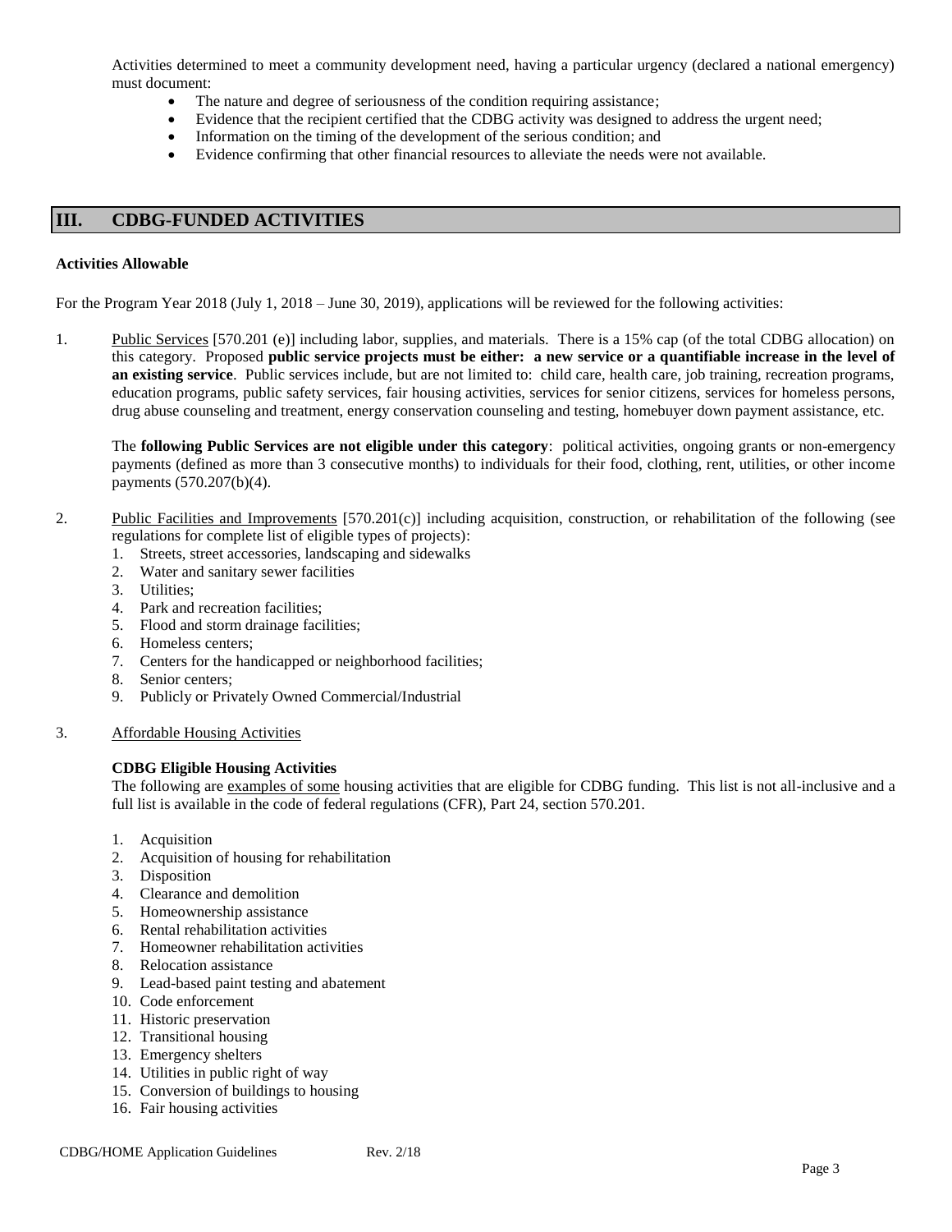Activities determined to meet a community development need, having a particular urgency (declared a national emergency) must document:

- The nature and degree of seriousness of the condition requiring assistance;
- Evidence that the recipient certified that the CDBG activity was designed to address the urgent need;
- Information on the timing of the development of the serious condition; and
- Evidence confirming that other financial resources to alleviate the needs were not available.

## III. CDBG-FUNDED ACTIVITIES

**Activities Allowable**

For the Program Year 2018 (July 1, 2018 – June 30, 2019), applications will be reviewed for the following activities:

1. Public Services [570.201 (e)] including labor, supplies, and materials. There is a 15% cap (of the total CDBG allocation) on this category. Proposed **public service projects must be either: a new service or a quantifiable increase in the level of an existing service**. Public services include, but are not limited to: child care, health care, job training, recreation programs, education programs, public safety services, fair housing activities, services for senior citizens, services for homeless persons, drug abuse counseling and treatment, energy conservation counseling and testing, homebuyer down payment assistance, etc.

   The **following Public Services are not eligible under this category**: political activities, ongoing grants or non-emergency payments (defined as more than 3 consecutive months) to individuals for their food, clothing, rent, utilities, or other income payments (570.207(b)(4).

2. Public Facilities and Improvements [570.201(c)] including acquisition, construction, or rehabilitation of the following (see regulations for complete list of eligible types of projects):
   1. Streets, street accessories, landscaping and sidewalks
   2. Water and sanitary sewer facilities
   3. Utilities;
   4. Park and recreation facilities;
   5. Flood and storm drainage facilities;
   6. Homeless centers;
   7. Centers for the handicapped or neighborhood facilities;
   8. Senior centers;
   9. Publicly or Privately Owned Commercial/Industrial

3. Affordable Housing Activities

   **CDBG Eligible Housing Activities**

   The following are examples of some housing activities that are eligible for CDBG funding. This list is not all-inclusive and a full list is available in the code of federal regulations (CFR), Part 24, section 570.201.

   1. Acquisition
   2. Acquisition of housing for rehabilitation
   3. Disposition
   4. Clearance and demolition
   5. Homeownership assistance
   6. Rental rehabilitation activities
   7. Homeowner rehabilitation activities
   8. Relocation assistance
   9. Lead-based paint testing and abatement
   10. Code enforcement
   11. Historic preservation
   12. Transitional housing
   13. Emergency shelters
   14. Utilities in public right of way
   15. Conversion of buildings to housing
   16. Fair housing activities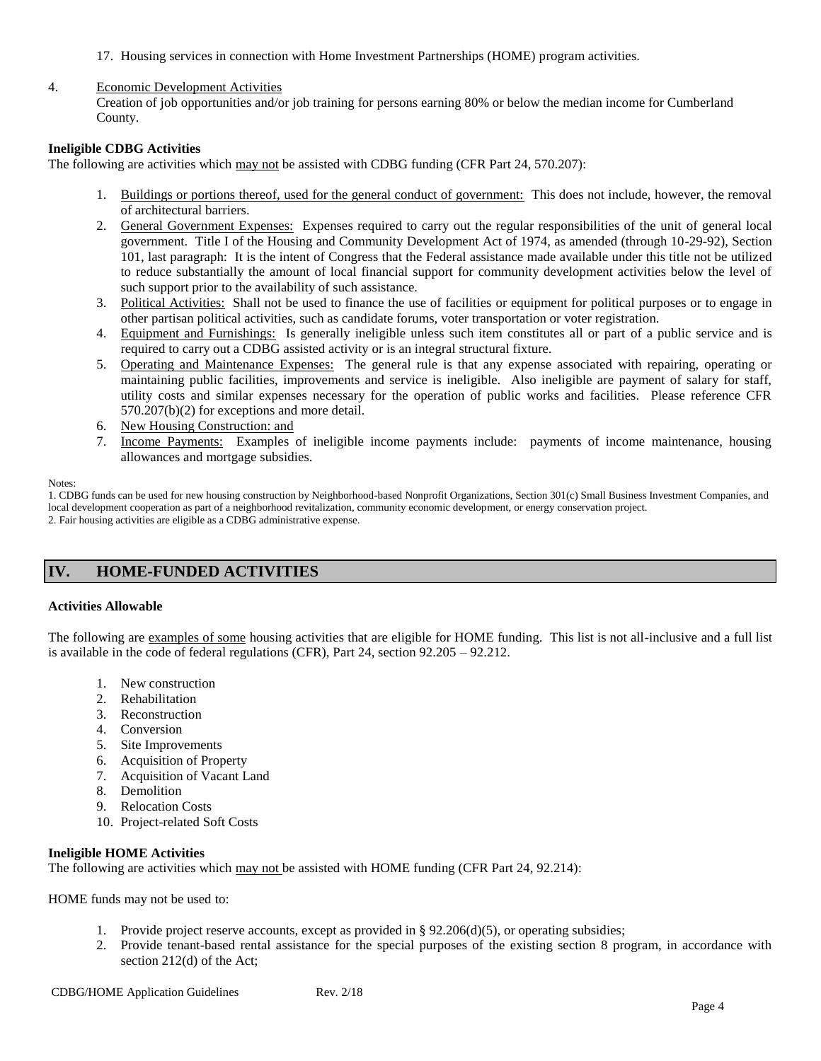17. Housing services in connection with Home Investment Partnerships (HOME) program activities.

4. Economic Development Activities
   Creation of job opportunities and/or job training for persons earning 80% or below the median income for Cumberland County.

**Ineligible CDBG Activities**

The following are activities which may not be assisted with CDBG funding (CFR Part 24, 570.207):

1. Buildings or portions thereof, used for the general conduct of government: This does not include, however, the removal of architectural barriers.
2. General Government Expenses: Expenses required to carry out the regular responsibilities of the unit of general local government. Title I of the Housing and Community Development Act of 1974, as amended (through 10-29-92), Section 101, last paragraph: It is the intent of Congress that the Federal assistance made available under this title not be utilized to reduce substantially the amount of local financial support for community development activities below the level of such support prior to the availability of such assistance.
3. Political Activities: Shall not be used to finance the use of facilities or equipment for political purposes or to engage in other partisan political activities, such as candidate forums, voter transportation or voter registration.
4. Equipment and Furnishings: Is generally ineligible unless such item constitutes all or part of a public service and is required to carry out a CDBG assisted activity or is an integral structural fixture.
5. Operating and Maintenance Expenses: The general rule is that any expense associated with repairing, operating or maintaining public facilities, improvements and service is ineligible. Also ineligible are payment of salary for staff, utility costs and similar expenses necessary for the operation of public works and facilities. Please reference CFR 570.207(b)(2) for exceptions and more detail.
6. New Housing Construction: and
7. Income Payments: Examples of ineligible income payments include: payments of income maintenance, housing allowances and mortgage subsidies.

Notes:
1. CDBG funds can be used for new housing construction by Neighborhood-based Nonprofit Organizations, Section 301(c) Small Business Investment Companies, and local development cooperation as part of a neighborhood revitalization, community economic development, or energy conservation project.
2. Fair housing activities are eligible as a CDBG administrative expense.

## IV. HOME-FUNDED ACTIVITIES

**Activities Allowable**

The following are examples of some housing activities that are eligible for HOME funding. This list is not all-inclusive and a full list is available in the code of federal regulations (CFR), Part 24, section 92.205 – 92.212.

1. New construction
2. Rehabilitation
3. Reconstruction
4. Conversion
5. Site Improvements
6. Acquisition of Property
7. Acquisition of Vacant Land
8. Demolition
9. Relocation Costs
10. Project-related Soft Costs

**Ineligible HOME Activities**

The following are activities which may not be assisted with HOME funding (CFR Part 24, 92.214):

HOME funds may not be used to:

1. Provide project reserve accounts, except as provided in § 92.206(d)(5), or operating subsidies;
2. Provide tenant-based rental assistance for the special purposes of the existing section 8 program, in accordance with section 212(d) of the Act;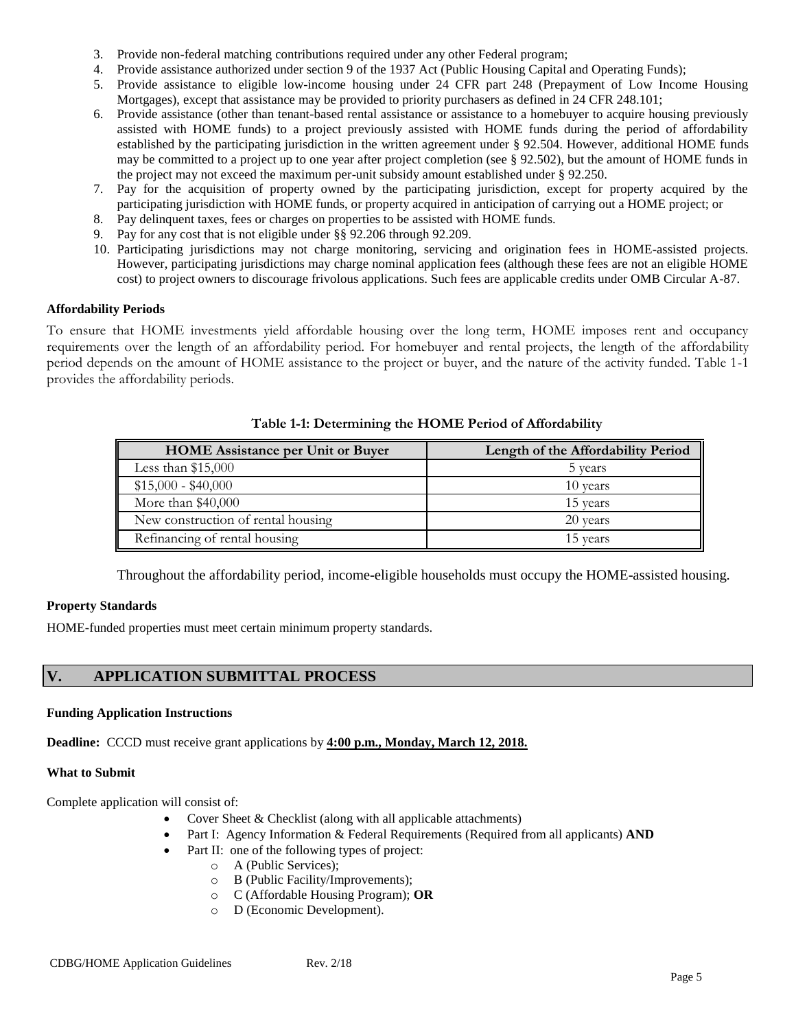3. Provide non-federal matching contributions required under any other Federal program;
4. Provide assistance authorized under section 9 of the 1937 Act (Public Housing Capital and Operating Funds);
5. Provide assistance to eligible low-income housing under 24 CFR part 248 (Prepayment of Low Income Housing Mortgages), except that assistance may be provided to priority purchasers as defined in 24 CFR 248.101;
6. Provide assistance (other than tenant-based rental assistance or assistance to a homebuyer to acquire housing previously assisted with HOME funds) to a project previously assisted with HOME funds during the period of affordability established by the participating jurisdiction in the written agreement under § 92.504. However, additional HOME funds may be committed to a project up to one year after project completion (see § 92.502), but the amount of HOME funds in the project may not exceed the maximum per-unit subsidy amount established under § 92.250.
7. Pay for the acquisition of property owned by the participating jurisdiction, except for property acquired by the participating jurisdiction with HOME funds, or property acquired in anticipation of carrying out a HOME project; or
8. Pay delinquent taxes, fees or charges on properties to be assisted with HOME funds.
9. Pay for any cost that is not eligible under §§ 92.206 through 92.209.
10. Participating jurisdictions may not charge monitoring, servicing and origination fees in HOME-assisted projects. However, participating jurisdictions may charge nominal application fees (although these fees are not an eligible HOME cost) to project owners to discourage frivolous applications. Such fees are applicable credits under OMB Circular A-87.

**Affordability Periods**

To ensure that HOME investments yield affordable housing over the long term, HOME imposes rent and occupancy requirements over the length of an affordability period. For homebuyer and rental projects, the length of the affordability period depends on the amount of HOME assistance to the project or buyer, and the nature of the activity funded. Table 1-1 provides the affordability periods.

**Table 1-1: Determining the HOME Period of Affordability**

| HOME Assistance per Unit or Buyer | Length of the Affordability Period |
|---|---|
| Less than $15,000 | 5 years |
| $15,000 - $40,000 | 10 years |
| More than $40,000 | 15 years |
| New construction of rental housing | 20 years |
| Refinancing of rental housing | 15 years |

Throughout the affordability period, income-eligible households must occupy the HOME-assisted housing.

**Property Standards**

HOME-funded properties must meet certain minimum property standards.

## V. APPLICATION SUBMITTAL PROCESS

**Funding Application Instructions**

**Deadline:** CCCD must receive grant applications by **4:00 p.m., Monday, March 12, 2018.**

**What to Submit**

Complete application will consist of:

- Cover Sheet & Checklist (along with all applicable attachments)
- Part I: Agency Information & Federal Requirements (Required from all applicants) **AND**
- Part II: one of the following types of project:
  - A (Public Services);
  - B (Public Facility/Improvements);
  - C (Affordable Housing Program); **OR**
  - D (Economic Development).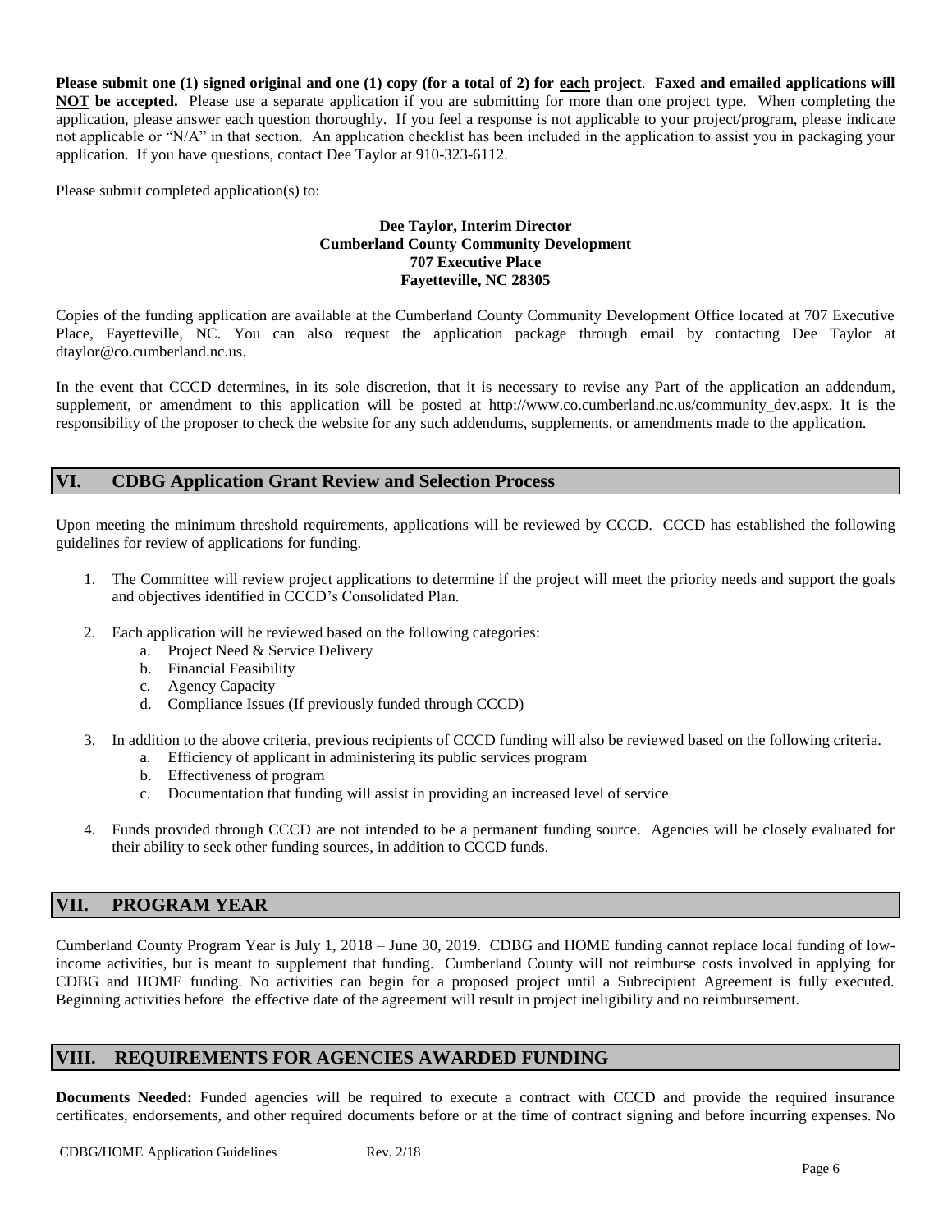**Please submit one (1) signed original and one (1) copy (for a total of 2) for each project**. **Faxed and emailed applications will NOT be accepted.** Please use a separate application if you are submitting for more than one project type. When completing the application, please answer each question thoroughly. If you feel a response is not applicable to your project/program, please indicate not applicable or "N/A" in that section. An application checklist has been included in the application to assist you in packaging your application. If you have questions, contact Dee Taylor at 910-323-6112.

Please submit completed application(s) to:

**Dee Taylor, Interim Director**
**Cumberland County Community Development**
**707 Executive Place**
**Fayetteville, NC 28305**

Copies of the funding application are available at the Cumberland County Community Development Office located at 707 Executive Place, Fayetteville, NC. You can also request the application package through email by contacting Dee Taylor at dtaylor@co.cumberland.nc.us.

In the event that CCCD determines, in its sole discretion, that it is necessary to revise any Part of the application an addendum, supplement, or amendment to this application will be posted at http://www.co.cumberland.nc.us/community_dev.aspx. It is the responsibility of the proposer to check the website for any such addendums, supplements, or amendments made to the application.

## VI. CDBG Application Grant Review and Selection Process

Upon meeting the minimum threshold requirements, applications will be reviewed by CCCD. CCCD has established the following guidelines for review of applications for funding.

1. The Committee will review project applications to determine if the project will meet the priority needs and support the goals and objectives identified in CCCD's Consolidated Plan.
2. Each application will be reviewed based on the following categories:
   a. Project Need & Service Delivery
   b. Financial Feasibility
   c. Agency Capacity
   d. Compliance Issues (If previously funded through CCCD)
3. In addition to the above criteria, previous recipients of CCCD funding will also be reviewed based on the following criteria.
   a. Efficiency of applicant in administering its public services program
   b. Effectiveness of program
   c. Documentation that funding will assist in providing an increased level of service
4. Funds provided through CCCD are not intended to be a permanent funding source. Agencies will be closely evaluated for their ability to seek other funding sources, in addition to CCCD funds.

## VII. PROGRAM YEAR

Cumberland County Program Year is July 1, 2018 – June 30, 2019. CDBG and HOME funding cannot replace local funding of low-income activities, but is meant to supplement that funding. Cumberland County will not reimburse costs involved in applying for CDBG and HOME funding. No activities can begin for a proposed project until a Subrecipient Agreement is fully executed. Beginning activities before the effective date of the agreement will result in project ineligibility and no reimbursement.

## VIII. REQUIREMENTS FOR AGENCIES AWARDED FUNDING

**Documents Needed:** Funded agencies will be required to execute a contract with CCCD and provide the required insurance certificates, endorsements, and other required documents before or at the time of contract signing and before incurring expenses. No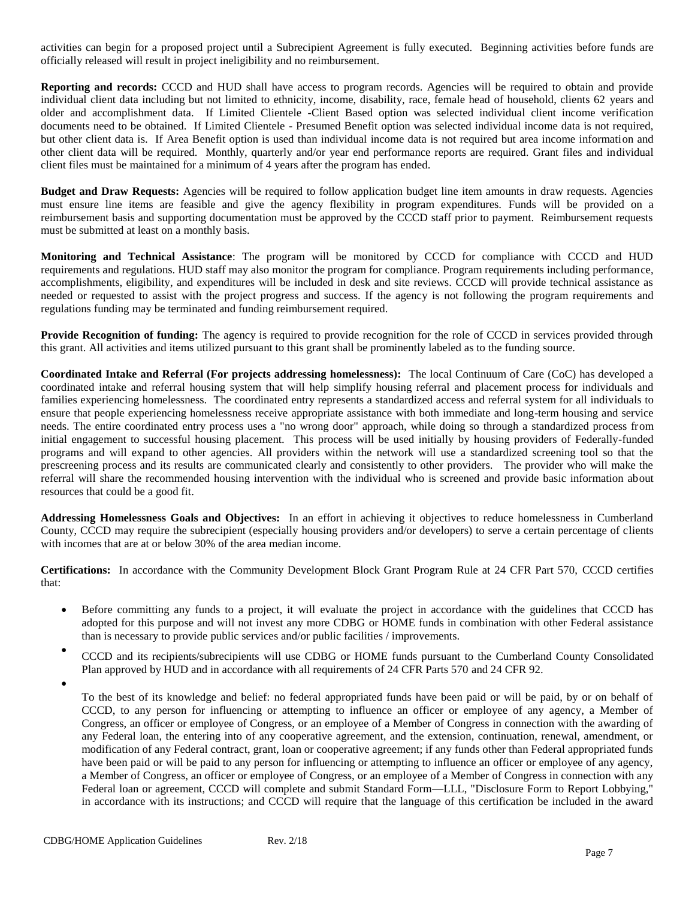activities can begin for a proposed project until a Subrecipient Agreement is fully executed. Beginning activities before funds are officially released will result in project ineligibility and no reimbursement.

**Reporting and records:** CCCD and HUD shall have access to program records. Agencies will be required to obtain and provide individual client data including but not limited to ethnicity, income, disability, race, female head of household, clients 62 years and older and accomplishment data. If Limited Clientele -Client Based option was selected individual client income verification documents need to be obtained. If Limited Clientele - Presumed Benefit option was selected individual income data is not required, but other client data is. If Area Benefit option is used than individual income data is not required but area income information and other client data will be required. Monthly, quarterly and/or year end performance reports are required. Grant files and individual client files must be maintained for a minimum of 4 years after the program has ended.

**Budget and Draw Requests:** Agencies will be required to follow application budget line item amounts in draw requests. Agencies must ensure line items are feasible and give the agency flexibility in program expenditures. Funds will be provided on a reimbursement basis and supporting documentation must be approved by the CCCD staff prior to payment. Reimbursement requests must be submitted at least on a monthly basis.

**Monitoring and Technical Assistance**: The program will be monitored by CCCD for compliance with CCCD and HUD requirements and regulations. HUD staff may also monitor the program for compliance. Program requirements including performance, accomplishments, eligibility, and expenditures will be included in desk and site reviews. CCCD will provide technical assistance as needed or requested to assist with the project progress and success. If the agency is not following the program requirements and regulations funding may be terminated and funding reimbursement required.

**Provide Recognition of funding:** The agency is required to provide recognition for the role of CCCD in services provided through this grant. All activities and items utilized pursuant to this grant shall be prominently labeled as to the funding source.

**Coordinated Intake and Referral (For projects addressing homelessness):** The local Continuum of Care (CoC) has developed a coordinated intake and referral housing system that will help simplify housing referral and placement process for individuals and families experiencing homelessness. The coordinated entry represents a standardized access and referral system for all individuals to ensure that people experiencing homelessness receive appropriate assistance with both immediate and long-term housing and service needs. The entire coordinated entry process uses a "no wrong door" approach, while doing so through a standardized process from initial engagement to successful housing placement. This process will be used initially by housing providers of Federally-funded programs and will expand to other agencies. All providers within the network will use a standardized screening tool so that the prescreening process and its results are communicated clearly and consistently to other providers. The provider who will make the referral will share the recommended housing intervention with the individual who is screened and provide basic information about resources that could be a good fit.

**Addressing Homelessness Goals and Objectives:** In an effort in achieving it objectives to reduce homelessness in Cumberland County, CCCD may require the subrecipient (especially housing providers and/or developers) to serve a certain percentage of clients with incomes that are at or below 30% of the area median income.

**Certifications:** In accordance with the Community Development Block Grant Program Rule at 24 CFR Part 570, CCCD certifies that:

- Before committing any funds to a project, it will evaluate the project in accordance with the guidelines that CCCD has adopted for this purpose and will not invest any more CDBG or HOME funds in combination with other Federal assistance than is necessary to provide public services and/or public facilities / improvements.
- CCCD and its recipients/subrecipients will use CDBG or HOME funds pursuant to the Cumberland County Consolidated Plan approved by HUD and in accordance with all requirements of 24 CFR Parts 570 and 24 CFR 92.
- To the best of its knowledge and belief: no federal appropriated funds have been paid or will be paid, by or on behalf of CCCD, to any person for influencing or attempting to influence an officer or employee of any agency, a Member of Congress, an officer or employee of Congress, or an employee of a Member of Congress in connection with the awarding of any Federal loan, the entering into of any cooperative agreement, and the extension, continuation, renewal, amendment, or modification of any Federal contract, grant, loan or cooperative agreement; if any funds other than Federal appropriated funds have been paid or will be paid to any person for influencing or attempting to influence an officer or employee of any agency, a Member of Congress, an officer or employee of Congress, or an employee of a Member of Congress in connection with any Federal loan or agreement, CCCD will complete and submit Standard Form—LLL, "Disclosure Form to Report Lobbying," in accordance with its instructions; and CCCD will require that the language of this certification be included in the award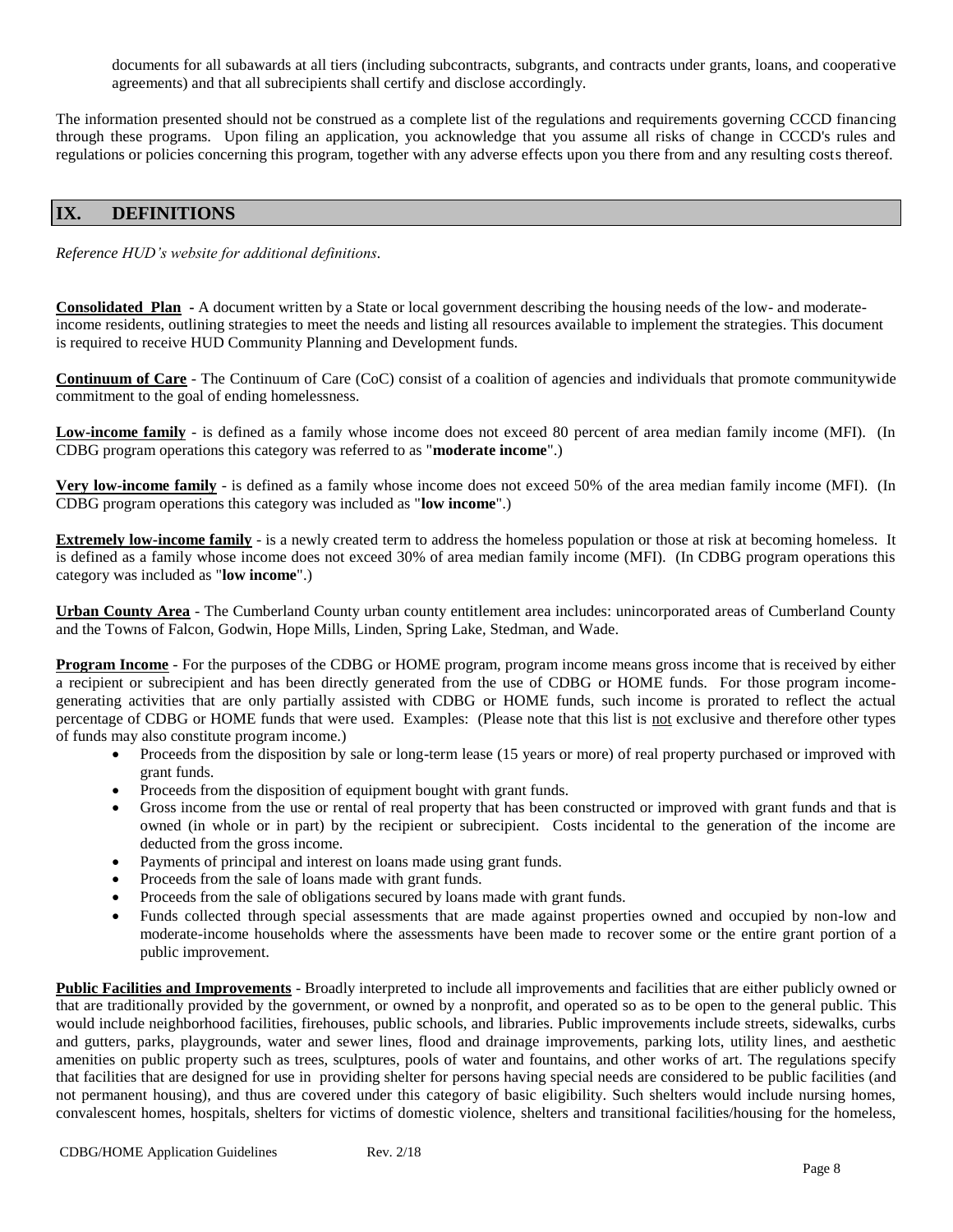documents for all subawards at all tiers (including subcontracts, subgrants, and contracts under grants, loans, and cooperative agreements) and that all subrecipients shall certify and disclose accordingly.

The information presented should not be construed as a complete list of the regulations and requirements governing CCCD financing through these programs. Upon filing an application, you acknowledge that you assume all risks of change in CCCD's rules and regulations or policies concerning this program, together with any adverse effects upon you there from and any resulting costs thereof.

## IX. DEFINITIONS

*Reference HUD's website for additional definitions.*

**Consolidated Plan** - A document written by a State or local government describing the housing needs of the low- and moderate-income residents, outlining strategies to meet the needs and listing all resources available to implement the strategies. This document is required to receive HUD Community Planning and Development funds.

**Continuum of Care** - The Continuum of Care (CoC) consist of a coalition of agencies and individuals that promote communitywide commitment to the goal of ending homelessness.

**Low-income family** - is defined as a family whose income does not exceed 80 percent of area median family income (MFI). (In CDBG program operations this category was referred to as "**moderate income**".)

**Very low-income family** - is defined as a family whose income does not exceed 50% of the area median family income (MFI). (In CDBG program operations this category was included as "**low income**".)

**Extremely low-income family** - is a newly created term to address the homeless population or those at risk at becoming homeless. It is defined as a family whose income does not exceed 30% of area median family income (MFI). (In CDBG program operations this category was included as "**low income**".)

**Urban County Area** - The Cumberland County urban county entitlement area includes: unincorporated areas of Cumberland County and the Towns of Falcon, Godwin, Hope Mills, Linden, Spring Lake, Stedman, and Wade.

**Program Income** - For the purposes of the CDBG or HOME program, program income means gross income that is received by either a recipient or subrecipient and has been directly generated from the use of CDBG or HOME funds. For those program income-generating activities that are only partially assisted with CDBG or HOME funds, such income is prorated to reflect the actual percentage of CDBG or HOME funds that were used. Examples: (Please note that this list is not exclusive and therefore other types of funds may also constitute program income.)

- Proceeds from the disposition by sale or long-term lease (15 years or more) of real property purchased or improved with grant funds.
- Proceeds from the disposition of equipment bought with grant funds.
- Gross income from the use or rental of real property that has been constructed or improved with grant funds and that is owned (in whole or in part) by the recipient or subrecipient. Costs incidental to the generation of the income are deducted from the gross income.
- Payments of principal and interest on loans made using grant funds.
- Proceeds from the sale of loans made with grant funds.
- Proceeds from the sale of obligations secured by loans made with grant funds.
- Funds collected through special assessments that are made against properties owned and occupied by non-low and moderate-income households where the assessments have been made to recover some or the entire grant portion of a public improvement.

**Public Facilities and Improvements** - Broadly interpreted to include all improvements and facilities that are either publicly owned or that are traditionally provided by the government, or owned by a nonprofit, and operated so as to be open to the general public. This would include neighborhood facilities, firehouses, public schools, and libraries. Public improvements include streets, sidewalks, curbs and gutters, parks, playgrounds, water and sewer lines, flood and drainage improvements, parking lots, utility lines, and aesthetic amenities on public property such as trees, sculptures, pools of water and fountains, and other works of art. The regulations specify that facilities that are designed for use in providing shelter for persons having special needs are considered to be public facilities (and not permanent housing), and thus are covered under this category of basic eligibility. Such shelters would include nursing homes, convalescent homes, hospitals, shelters for victims of domestic violence, shelters and transitional facilities/housing for the homeless,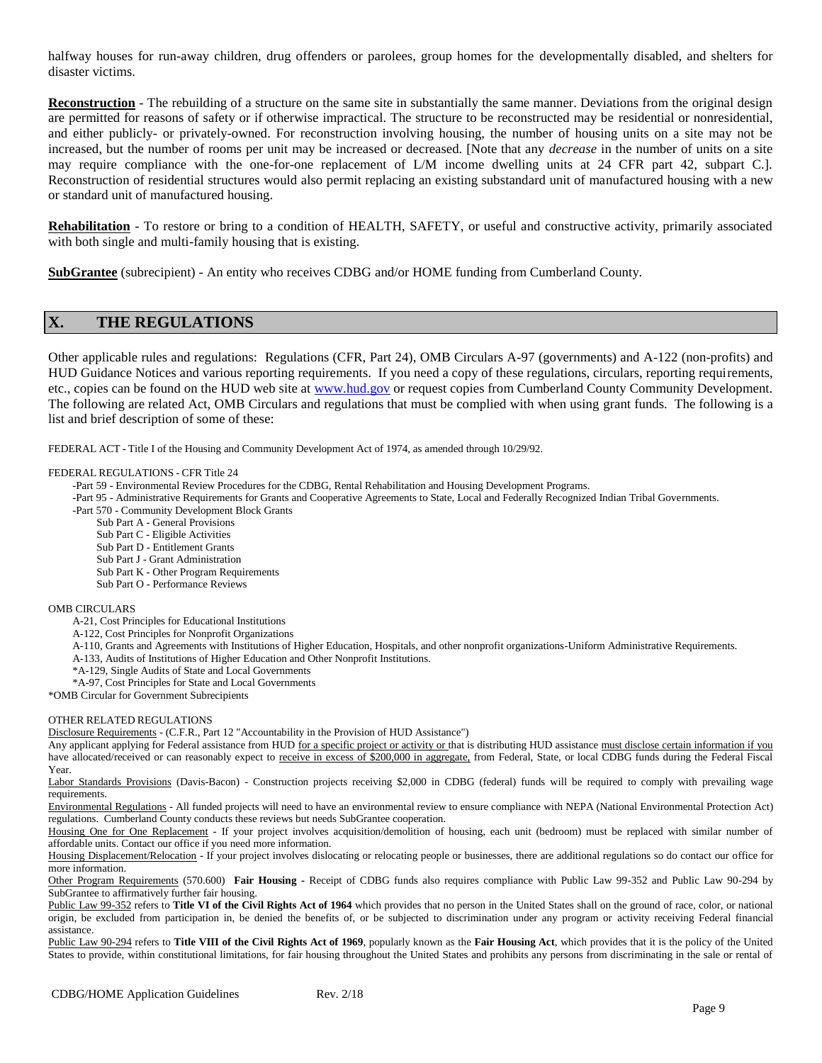halfway houses for run-away children, drug offenders or parolees, group homes for the developmentally disabled, and shelters for disaster victims.

**Reconstruction** - The rebuilding of a structure on the same site in substantially the same manner. Deviations from the original design are permitted for reasons of safety or if otherwise impractical. The structure to be reconstructed may be residential or nonresidential, and either publicly- or privately-owned. For reconstruction involving housing, the number of housing units on a site may not be increased, but the number of rooms per unit may be increased or decreased. [Note that any *decrease* in the number of units on a site may require compliance with the one-for-one replacement of L/M income dwelling units at 24 CFR part 42, subpart C.]. Reconstruction of residential structures would also permit replacing an existing substandard unit of manufactured housing with a new or standard unit of manufactured housing.

**Rehabilitation** - To restore or bring to a condition of HEALTH, SAFETY, or useful and constructive activity, primarily associated with both single and multi-family housing that is existing.

**SubGrantee** (subrecipient) - An entity who receives CDBG and/or HOME funding from Cumberland County.

## X. THE REGULATIONS

Other applicable rules and regulations: Regulations (CFR, Part 24), OMB Circulars A-97 (governments) and A-122 (non-profits) and HUD Guidance Notices and various reporting requirements. If you need a copy of these regulations, circulars, reporting requirements, etc., copies can be found on the HUD web site at www.hud.gov or request copies from Cumberland County Community Development. The following are related Act, OMB Circulars and regulations that must be complied with when using grant funds. The following is a list and brief description of some of these:

FEDERAL ACT - Title I of the Housing and Community Development Act of 1974, as amended through 10/29/92.

FEDERAL REGULATIONS - CFR Title 24

- -Part 59 - Environmental Review Procedures for the CDBG, Rental Rehabilitation and Housing Development Programs.
- -Part 95 - Administrative Requirements for Grants and Cooperative Agreements to State, Local and Federally Recognized Indian Tribal Governments.
- -Part 570 - Community Development Block Grants
  - Sub Part A - General Provisions
  - Sub Part C - Eligible Activities
  - Sub Part D - Entitlement Grants
  - Sub Part J - Grant Administration
  - Sub Part K - Other Program Requirements
  - Sub Part O - Performance Reviews

OMB CIRCULARS

- A-21, Cost Principles for Educational Institutions
- A-122, Cost Principles for Nonprofit Organizations
- A-110, Grants and Agreements with Institutions of Higher Education, Hospitals, and other nonprofit organizations-Uniform Administrative Requirements.
- A-133, Audits of Institutions of Higher Education and Other Nonprofit Institutions.
- *A-129, Single Audits of State and Local Governments
- *A-97, Cost Principles for State and Local Governments

*OMB Circular for Government Subrecipients

OTHER RELATED REGULATIONS

Disclosure Requirements - (C.F.R., Part 12 "Accountability in the Provision of HUD Assistance")

Any applicant applying for Federal assistance from HUD for a specific project or activity or that is distributing HUD assistance must disclose certain information if you have allocated/received or can reasonably expect to receive in excess of $200,000 in aggregate, from Federal, State, or local CDBG funds during the Federal Fiscal Year.

Labor Standards Provisions (Davis-Bacon) - Construction projects receiving $2,000 in CDBG (federal) funds will be required to comply with prevailing wage requirements.

Environmental Regulations - All funded projects will need to have an environmental review to ensure compliance with NEPA (National Environmental Protection Act) regulations. Cumberland County conducts these reviews but needs SubGrantee cooperation.

Housing One for One Replacement - If your project involves acquisition/demolition of housing, each unit (bedroom) must be replaced with similar number of affordable units. Contact our office if you need more information.

Housing Displacement/Relocation - If your project involves dislocating or relocating people or businesses, there are additional regulations so do contact our office for more information.

Other Program Requirements (570.600) **Fair Housing** - Receipt of CDBG funds also requires compliance with Public Law 99-352 and Public Law 90-294 by SubGrantee to affirmatively further fair housing.

Public Law 99-352 refers to **Title VI of the Civil Rights Act of 1964** which provides that no person in the United States shall on the ground of race, color, or national origin, be excluded from participation in, be denied the benefits of, or be subjected to discrimination under any program or activity receiving Federal financial assistance.

Public Law 90-294 refers to **Title VIII of the Civil Rights Act of 1969**, popularly known as the **Fair Housing Act**, which provides that it is the policy of the United States to provide, within constitutional limitations, for fair housing throughout the United States and prohibits any persons from discriminating in the sale or rental of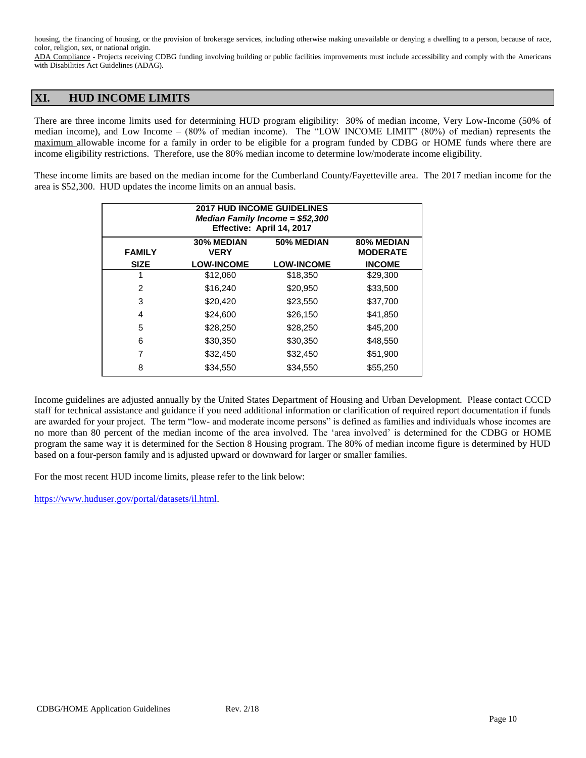housing, the financing of housing, or the provision of brokerage services, including otherwise making unavailable or denying a dwelling to a person, because of race, color, religion, sex, or national origin.

ADA Compliance - Projects receiving CDBG funding involving building or public facilities improvements must include accessibility and comply with the Americans with Disabilities Act Guidelines (ADAG).

## XI. HUD INCOME LIMITS

There are three income limits used for determining HUD program eligibility: 30% of median income, Very Low-Income (50% of median income), and Low Income – (80% of median income). The "LOW INCOME LIMIT" (80%) of median) represents the maximum allowable income for a family in order to be eligible for a program funded by CDBG or HOME funds where there are income eligibility restrictions. Therefore, use the 80% median income to determine low/moderate income eligibility.

These income limits are based on the median income for the Cumberland County/Fayetteville area. The 2017 median income for the area is $52,300. HUD updates the income limits on an annual basis.

**2017 HUD INCOME GUIDELINES**
***Median Family Income = $52,300***
**Effective: April 14, 2017**

| FAMILY SIZE | 30% MEDIAN VERY LOW-INCOME | 50% MEDIAN LOW-INCOME | 80% MEDIAN MODERATE INCOME |
|---|---|---|---|
| 1 | $12,060 | $18,350 | $29,300 |
| 2 | $16,240 | $20,950 | $33,500 |
| 3 | $20,420 | $23,550 | $37,700 |
| 4 | $24,600 | $26,150 | $41,850 |
| 5 | $28,250 | $28,250 | $45,200 |
| 6 | $30,350 | $30,350 | $48,550 |
| 7 | $32,450 | $32,450 | $51,900 |
| 8 | $34,550 | $34,550 | $55,250 |

Income guidelines are adjusted annually by the United States Department of Housing and Urban Development. Please contact CCCD staff for technical assistance and guidance if you need additional information or clarification of required report documentation if funds are awarded for your project. The term "low- and moderate income persons" is defined as families and individuals whose incomes are no more than 80 percent of the median income of the area involved. The 'area involved' is determined for the CDBG or HOME program the same way it is determined for the Section 8 Housing program. The 80% of median income figure is determined by HUD based on a four-person family and is adjusted upward or downward for larger or smaller families.

For the most recent HUD income limits, please refer to the link below:

https://www.huduser.gov/portal/datasets/il.html.